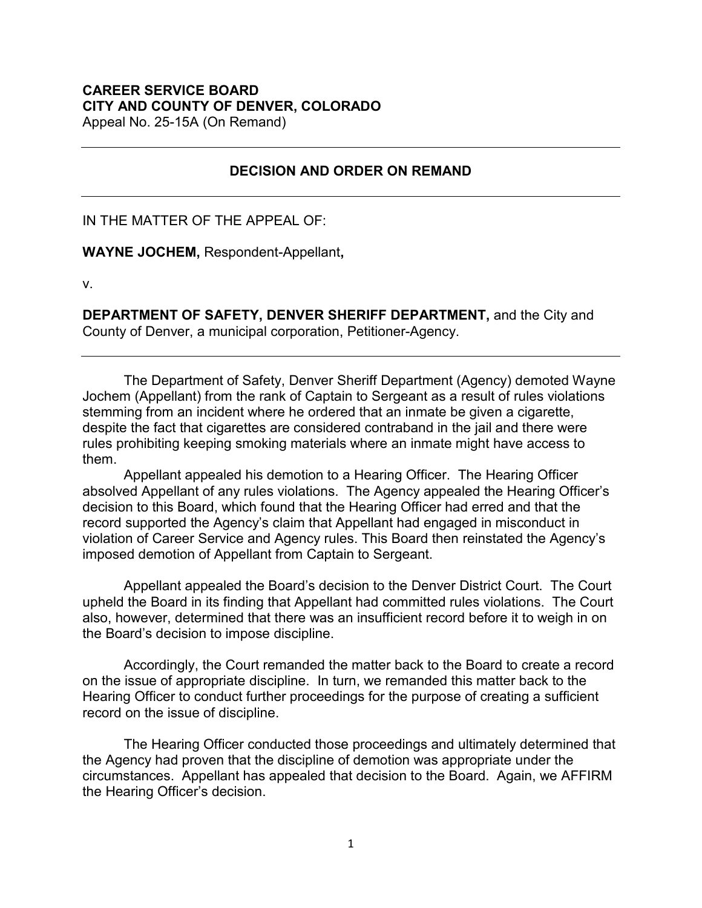**CAREER SERVICE BOARD**
**CITY AND COUNTY OF DENVER, COLORADO**
Appeal No. 25-15A (On Remand)

---

## DECISION AND ORDER ON REMAND

---

IN THE MATTER OF THE APPEAL OF:

**WAYNE JOCHEM,** Respondent-Appellant**,**

v.

**DEPARTMENT OF SAFETY, DENVER SHERIFF DEPARTMENT,** and the City and County of Denver, a municipal corporation, Petitioner-Agency.

---

The Department of Safety, Denver Sheriff Department (Agency) demoted Wayne Jochem (Appellant) from the rank of Captain to Sergeant as a result of rules violations stemming from an incident where he ordered that an inmate be given a cigarette, despite the fact that cigarettes are considered contraband in the jail and there were rules prohibiting keeping smoking materials where an inmate might have access to them.

Appellant appealed his demotion to a Hearing Officer. The Hearing Officer absolved Appellant of any rules violations. The Agency appealed the Hearing Officer's decision to this Board, which found that the Hearing Officer had erred and that the record supported the Agency's claim that Appellant had engaged in misconduct in violation of Career Service and Agency rules. This Board then reinstated the Agency's imposed demotion of Appellant from Captain to Sergeant.

Appellant appealed the Board's decision to the Denver District Court. The Court upheld the Board in its finding that Appellant had committed rules violations. The Court also, however, determined that there was an insufficient record before it to weigh in on the Board's decision to impose discipline.

Accordingly, the Court remanded the matter back to the Board to create a record on the issue of appropriate discipline. In turn, we remanded this matter back to the Hearing Officer to conduct further proceedings for the purpose of creating a sufficient record on the issue of discipline.

The Hearing Officer conducted those proceedings and ultimately determined that the Agency had proven that the discipline of demotion was appropriate under the circumstances. Appellant has appealed that decision to the Board. Again, we AFFIRM the Hearing Officer's decision.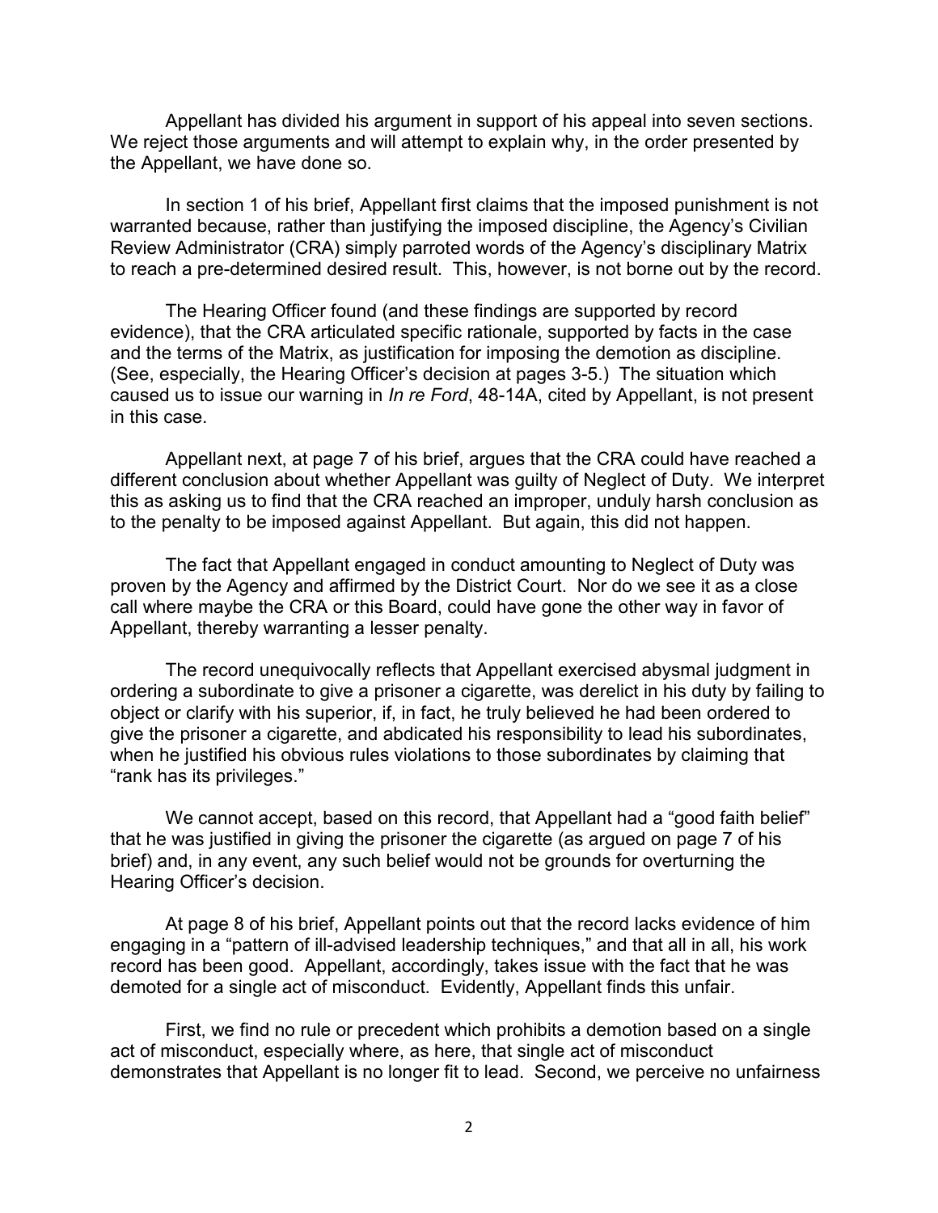Appellant has divided his argument in support of his appeal into seven sections. We reject those arguments and will attempt to explain why, in the order presented by the Appellant, we have done so.

In section 1 of his brief, Appellant first claims that the imposed punishment is not warranted because, rather than justifying the imposed discipline, the Agency's Civilian Review Administrator (CRA) simply parroted words of the Agency's disciplinary Matrix to reach a pre-determined desired result. This, however, is not borne out by the record.

The Hearing Officer found (and these findings are supported by record evidence), that the CRA articulated specific rationale, supported by facts in the case and the terms of the Matrix, as justification for imposing the demotion as discipline. (See, especially, the Hearing Officer's decision at pages 3-5.) The situation which caused us to issue our warning in *In re Ford*, 48-14A, cited by Appellant, is not present in this case.

Appellant next, at page 7 of his brief, argues that the CRA could have reached a different conclusion about whether Appellant was guilty of Neglect of Duty. We interpret this as asking us to find that the CRA reached an improper, unduly harsh conclusion as to the penalty to be imposed against Appellant. But again, this did not happen.

The fact that Appellant engaged in conduct amounting to Neglect of Duty was proven by the Agency and affirmed by the District Court. Nor do we see it as a close call where maybe the CRA or this Board, could have gone the other way in favor of Appellant, thereby warranting a lesser penalty.

The record unequivocally reflects that Appellant exercised abysmal judgment in ordering a subordinate to give a prisoner a cigarette, was derelict in his duty by failing to object or clarify with his superior, if, in fact, he truly believed he had been ordered to give the prisoner a cigarette, and abdicated his responsibility to lead his subordinates, when he justified his obvious rules violations to those subordinates by claiming that "rank has its privileges."

We cannot accept, based on this record, that Appellant had a "good faith belief" that he was justified in giving the prisoner the cigarette (as argued on page 7 of his brief) and, in any event, any such belief would not be grounds for overturning the Hearing Officer's decision.

At page 8 of his brief, Appellant points out that the record lacks evidence of him engaging in a "pattern of ill-advised leadership techniques," and that all in all, his work record has been good. Appellant, accordingly, takes issue with the fact that he was demoted for a single act of misconduct. Evidently, Appellant finds this unfair.

First, we find no rule or precedent which prohibits a demotion based on a single act of misconduct, especially where, as here, that single act of misconduct demonstrates that Appellant is no longer fit to lead. Second, we perceive no unfairness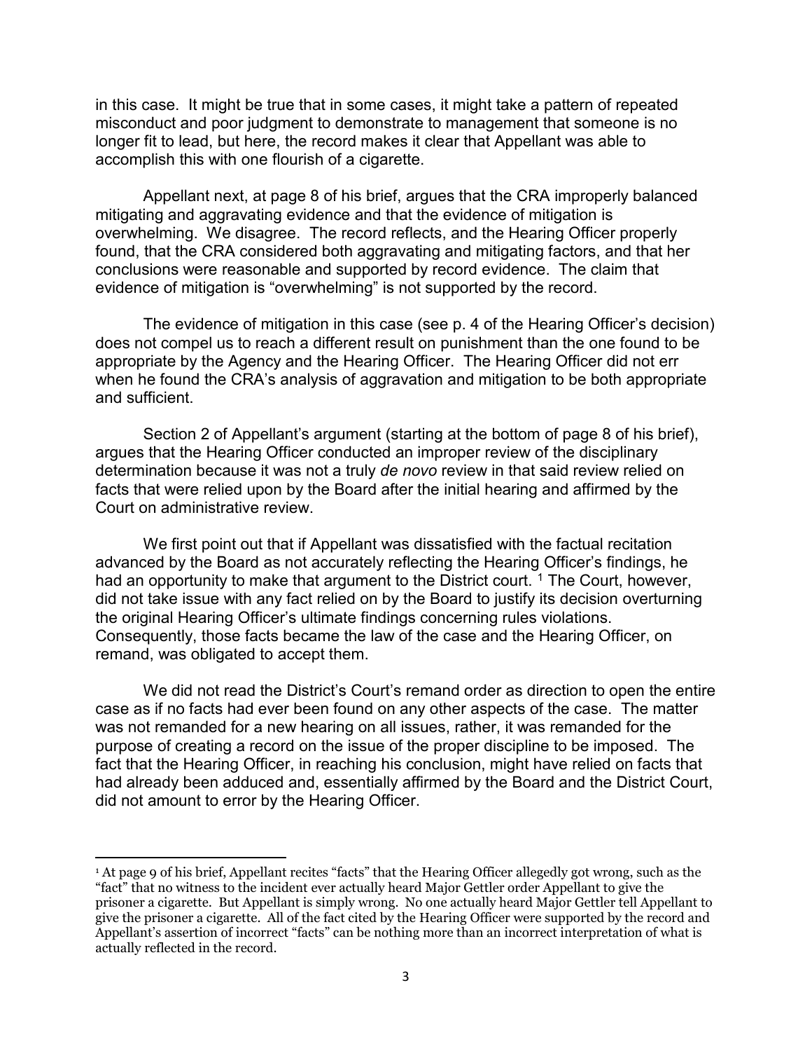in this case. It might be true that in some cases, it might take a pattern of repeated misconduct and poor judgment to demonstrate to management that someone is no longer fit to lead, but here, the record makes it clear that Appellant was able to accomplish this with one flourish of a cigarette.

Appellant next, at page 8 of his brief, argues that the CRA improperly balanced mitigating and aggravating evidence and that the evidence of mitigation is overwhelming. We disagree. The record reflects, and the Hearing Officer properly found, that the CRA considered both aggravating and mitigating factors, and that her conclusions were reasonable and supported by record evidence. The claim that evidence of mitigation is "overwhelming" is not supported by the record.

The evidence of mitigation in this case (see p. 4 of the Hearing Officer's decision) does not compel us to reach a different result on punishment than the one found to be appropriate by the Agency and the Hearing Officer. The Hearing Officer did not err when he found the CRA's analysis of aggravation and mitigation to be both appropriate and sufficient.

Section 2 of Appellant's argument (starting at the bottom of page 8 of his brief), argues that the Hearing Officer conducted an improper review of the disciplinary determination because it was not a truly *de novo* review in that said review relied on facts that were relied upon by the Board after the initial hearing and affirmed by the Court on administrative review.

We first point out that if Appellant was dissatisfied with the factual recitation advanced by the Board as not accurately reflecting the Hearing Officer's findings, he had an opportunity to make that argument to the District court. [1] The Court, however, did not take issue with any fact relied on by the Board to justify its decision overturning the original Hearing Officer's ultimate findings concerning rules violations. Consequently, those facts became the law of the case and the Hearing Officer, on remand, was obligated to accept them.

We did not read the District's Court's remand order as direction to open the entire case as if no facts had ever been found on any other aspects of the case. The matter was not remanded for a new hearing on all issues, rather, it was remanded for the purpose of creating a record on the issue of the proper discipline to be imposed. The fact that the Hearing Officer, in reaching his conclusion, might have relied on facts that had already been adduced and, essentially affirmed by the Board and the District Court, did not amount to error by the Hearing Officer.

---

[1] At page 9 of his brief, Appellant recites "facts" that the Hearing Officer allegedly got wrong, such as the "fact" that no witness to the incident ever actually heard Major Gettler order Appellant to give the prisoner a cigarette. But Appellant is simply wrong. No one actually heard Major Gettler tell Appellant to give the prisoner a cigarette. All of the fact cited by the Hearing Officer were supported by the record and Appellant's assertion of incorrect "facts" can be nothing more than an incorrect interpretation of what is actually reflected in the record.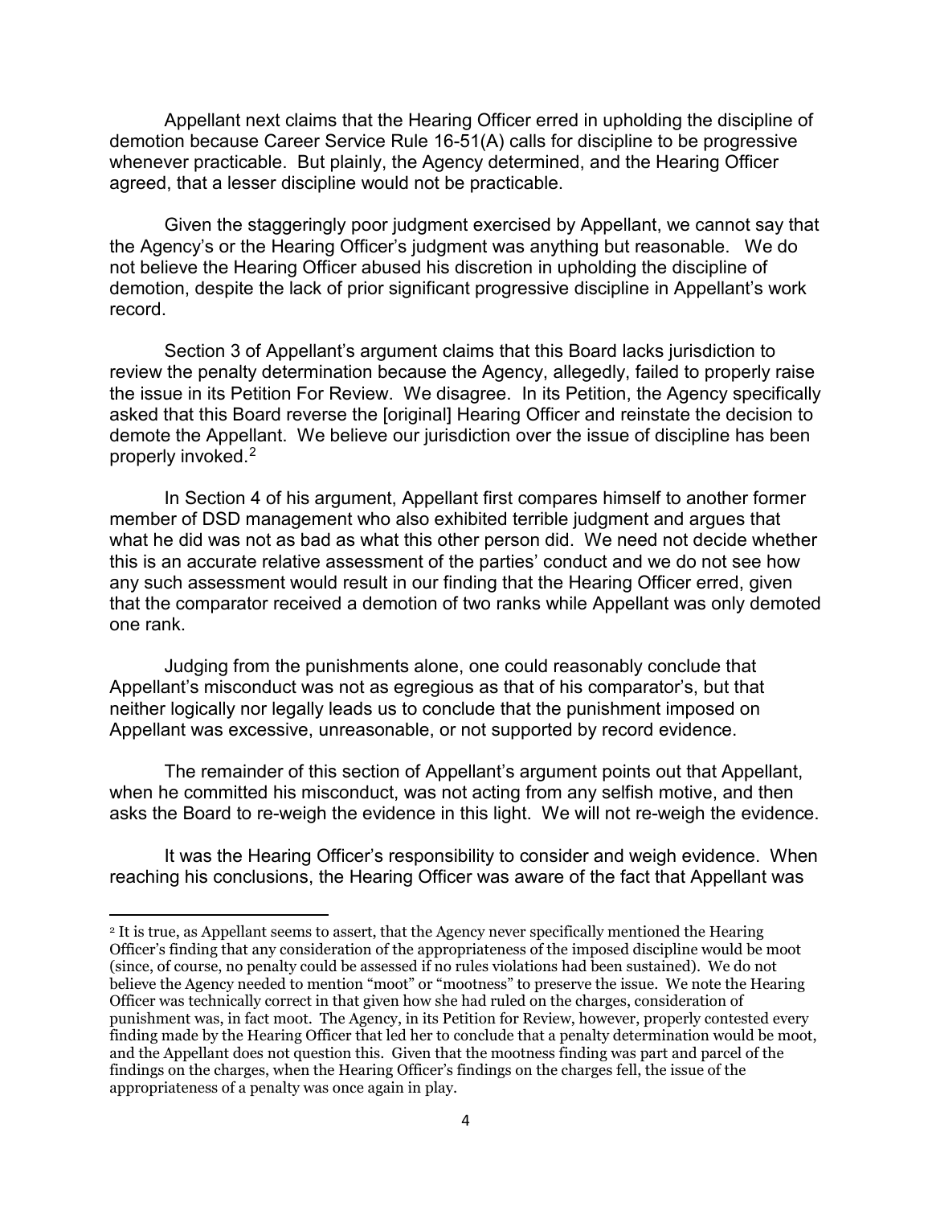Appellant next claims that the Hearing Officer erred in upholding the discipline of demotion because Career Service Rule 16-51(A) calls for discipline to be progressive whenever practicable. But plainly, the Agency determined, and the Hearing Officer agreed, that a lesser discipline would not be practicable.

Given the staggeringly poor judgment exercised by Appellant, we cannot say that the Agency's or the Hearing Officer's judgment was anything but reasonable. We do not believe the Hearing Officer abused his discretion in upholding the discipline of demotion, despite the lack of prior significant progressive discipline in Appellant's work record.

Section 3 of Appellant's argument claims that this Board lacks jurisdiction to review the penalty determination because the Agency, allegedly, failed to properly raise the issue in its Petition For Review. We disagree. In its Petition, the Agency specifically asked that this Board reverse the [original] Hearing Officer and reinstate the decision to demote the Appellant. We believe our jurisdiction over the issue of discipline has been properly invoked.[2]

In Section 4 of his argument, Appellant first compares himself to another former member of DSD management who also exhibited terrible judgment and argues that what he did was not as bad as what this other person did. We need not decide whether this is an accurate relative assessment of the parties' conduct and we do not see how any such assessment would result in our finding that the Hearing Officer erred, given that the comparator received a demotion of two ranks while Appellant was only demoted one rank.

Judging from the punishments alone, one could reasonably conclude that Appellant's misconduct was not as egregious as that of his comparator's, but that neither logically nor legally leads us to conclude that the punishment imposed on Appellant was excessive, unreasonable, or not supported by record evidence.

The remainder of this section of Appellant's argument points out that Appellant, when he committed his misconduct, was not acting from any selfish motive, and then asks the Board to re-weigh the evidence in this light. We will not re-weigh the evidence.

It was the Hearing Officer's responsibility to consider and weigh evidence. When reaching his conclusions, the Hearing Officer was aware of the fact that Appellant was

---

[2] It is true, as Appellant seems to assert, that the Agency never specifically mentioned the Hearing Officer's finding that any consideration of the appropriateness of the imposed discipline would be moot (since, of course, no penalty could be assessed if no rules violations had been sustained). We do not believe the Agency needed to mention "moot" or "mootness" to preserve the issue. We note the Hearing Officer was technically correct in that given how she had ruled on the charges, consideration of punishment was, in fact moot. The Agency, in its Petition for Review, however, properly contested every finding made by the Hearing Officer that led her to conclude that a penalty determination would be moot, and the Appellant does not question this. Given that the mootness finding was part and parcel of the findings on the charges, when the Hearing Officer's findings on the charges fell, the issue of the appropriateness of a penalty was once again in play.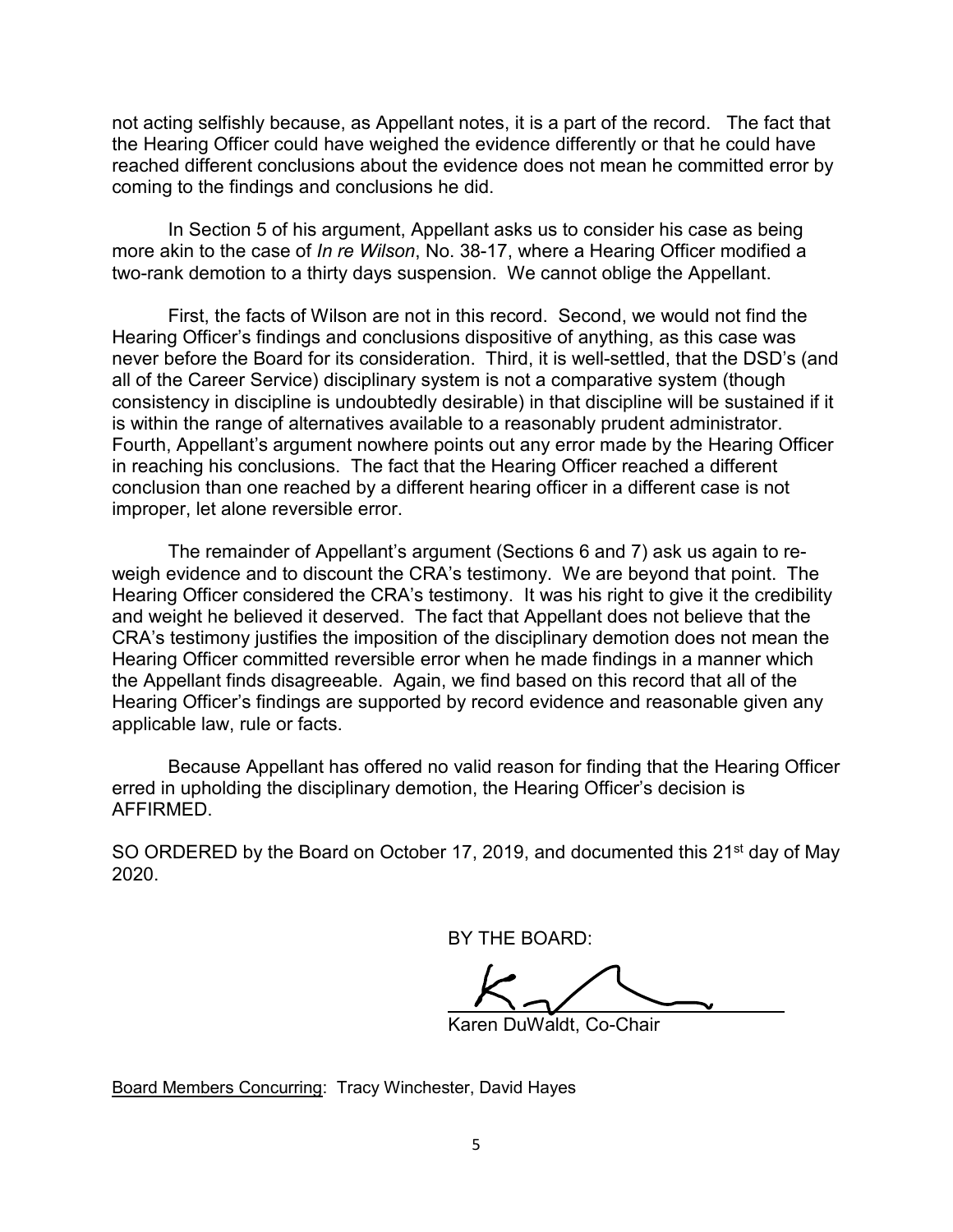not acting selfishly because, as Appellant notes, it is a part of the record. The fact that the Hearing Officer could have weighed the evidence differently or that he could have reached different conclusions about the evidence does not mean he committed error by coming to the findings and conclusions he did.

In Section 5 of his argument, Appellant asks us to consider his case as being more akin to the case of *In re Wilson*, No. 38-17, where a Hearing Officer modified a two-rank demotion to a thirty days suspension. We cannot oblige the Appellant.

First, the facts of Wilson are not in this record. Second, we would not find the Hearing Officer's findings and conclusions dispositive of anything, as this case was never before the Board for its consideration. Third, it is well-settled, that the DSD's (and all of the Career Service) disciplinary system is not a comparative system (though consistency in discipline is undoubtedly desirable) in that discipline will be sustained if it is within the range of alternatives available to a reasonably prudent administrator. Fourth, Appellant's argument nowhere points out any error made by the Hearing Officer in reaching his conclusions. The fact that the Hearing Officer reached a different conclusion than one reached by a different hearing officer in a different case is not improper, let alone reversible error.

The remainder of Appellant's argument (Sections 6 and 7) ask us again to re-weigh evidence and to discount the CRA's testimony. We are beyond that point. The Hearing Officer considered the CRA's testimony. It was his right to give it the credibility and weight he believed it deserved. The fact that Appellant does not believe that the CRA's testimony justifies the imposition of the disciplinary demotion does not mean the Hearing Officer committed reversible error when he made findings in a manner which the Appellant finds disagreeable. Again, we find based on this record that all of the Hearing Officer's findings are supported by record evidence and reasonable given any applicable law, rule or facts.

Because Appellant has offered no valid reason for finding that the Hearing Officer erred in upholding the disciplinary demotion, the Hearing Officer's decision is AFFIRMED.

SO ORDERED by the Board on October 17, 2019, and documented this 21st day of May 2020.

BY THE BOARD:

Karen DuWaldt, Co-Chair

Board Members Concurring: Tracy Winchester, David Hayes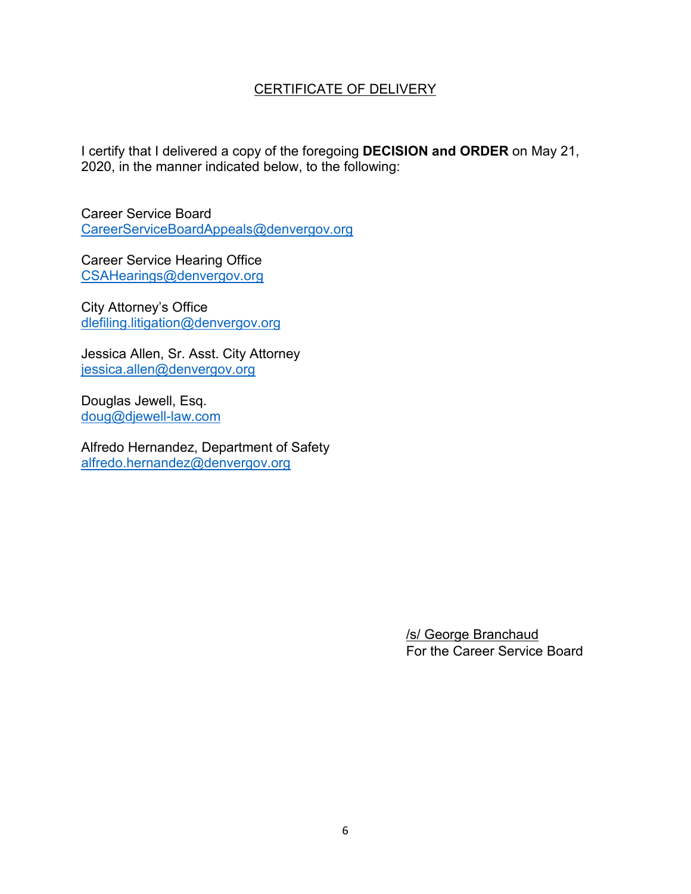CERTIFICATE OF DELIVERY

I certify that I delivered a copy of the foregoing **DECISION and ORDER** on May 21, 2020, in the manner indicated below, to the following:

Career Service Board
CareerServiceBoardAppeals@denvergov.org

Career Service Hearing Office
CSAHearings@denvergov.org

City Attorney's Office
dlefiling.litigation@denvergov.org

Jessica Allen, Sr. Asst. City Attorney
jessica.allen@denvergov.org

Douglas Jewell, Esq.
doug@djewell-law.com

Alfredo Hernandez, Department of Safety
alfredo.hernandez@denvergov.org

/s/ George Branchaud
For the Career Service Board